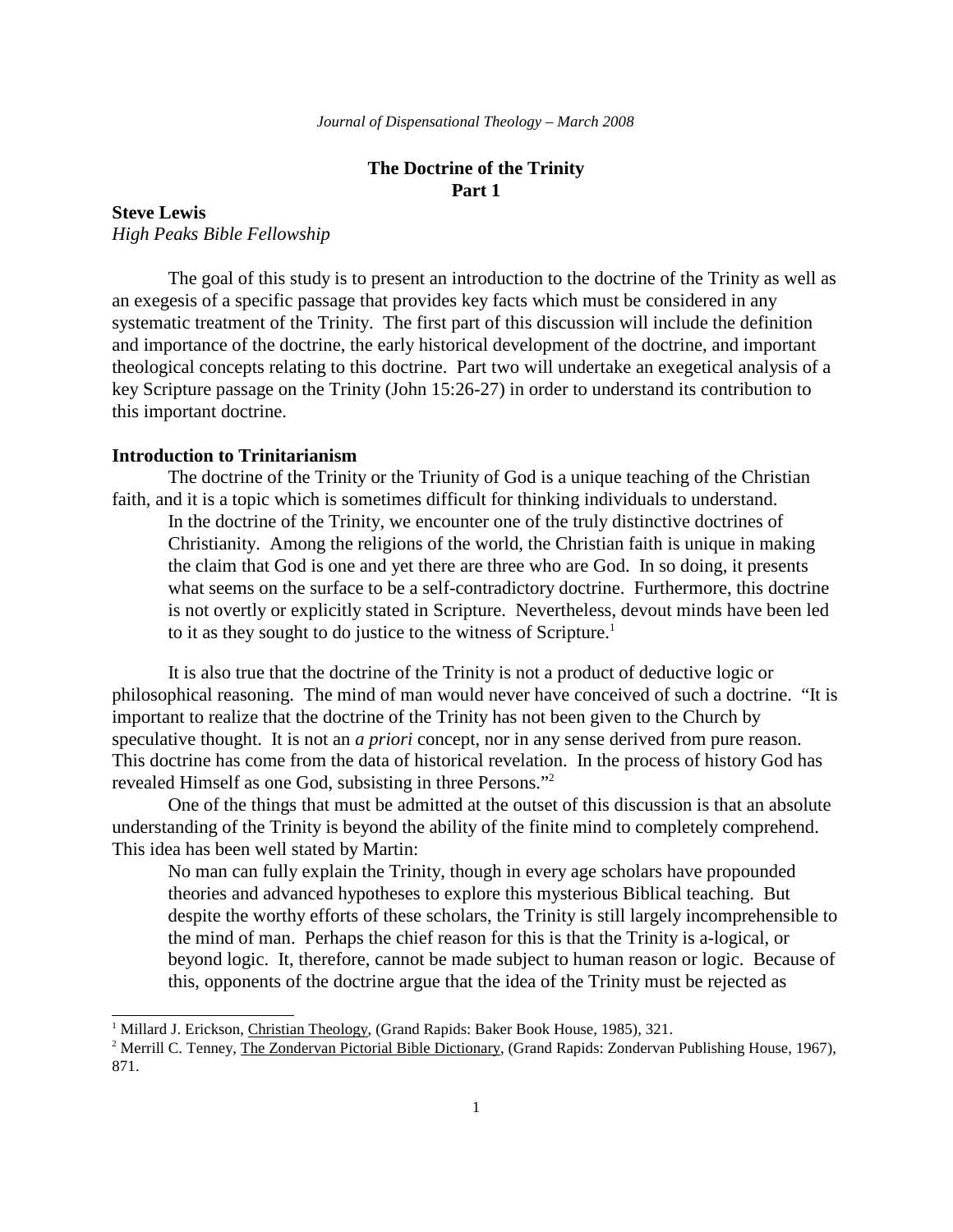# The Doctrine of the Trinity
## Part 1

**Steve Lewis**
*High Peaks Bible Fellowship*

The goal of this study is to present an introduction to the doctrine of the Trinity as well as an exegesis of a specific passage that provides key facts which must be considered in any systematic treatment of the Trinity. The first part of this discussion will include the definition and importance of the doctrine, the early historical development of the doctrine, and important theological concepts relating to this doctrine. Part two will undertake an exegetical analysis of a key Scripture passage on the Trinity (John 15:26-27) in order to understand its contribution to this important doctrine.

### Introduction to Trinitarianism

The doctrine of the Trinity or the Triunity of God is a unique teaching of the Christian faith, and it is a topic which is sometimes difficult for thinking individuals to understand.

> In the doctrine of the Trinity, we encounter one of the truly distinctive doctrines of Christianity. Among the religions of the world, the Christian faith is unique in making the claim that God is one and yet there are three who are God. In so doing, it presents what seems on the surface to be a self-contradictory doctrine. Furthermore, this doctrine is not overtly or explicitly stated in Scripture. Nevertheless, devout minds have been led to it as they sought to do justice to the witness of Scripture.[1]

It is also true that the doctrine of the Trinity is not a product of deductive logic or philosophical reasoning. The mind of man would never have conceived of such a doctrine. "It is important to realize that the doctrine of the Trinity has not been given to the Church by speculative thought. It is not an *a priori* concept, nor in any sense derived from pure reason. This doctrine has come from the data of historical revelation. In the process of history God has revealed Himself as one God, subsisting in three Persons."[2]

One of the things that must be admitted at the outset of this discussion is that an absolute understanding of the Trinity is beyond the ability of the finite mind to completely comprehend. This idea has been well stated by Martin:

> No man can fully explain the Trinity, though in every age scholars have propounded theories and advanced hypotheses to explore this mysterious Biblical teaching. But despite the worthy efforts of these scholars, the Trinity is still largely incomprehensible to the mind of man. Perhaps the chief reason for this is that the Trinity is a-logical, or beyond logic. It, therefore, cannot be made subject to human reason or logic. Because of this, opponents of the doctrine argue that the idea of the Trinity must be rejected as

---

[1] Millard J. Erickson, Christian Theology, (Grand Rapids: Baker Book House, 1985), 321.

[2] Merrill C. Tenney, The Zondervan Pictorial Bible Dictionary, (Grand Rapids: Zondervan Publishing House, 1967), 871.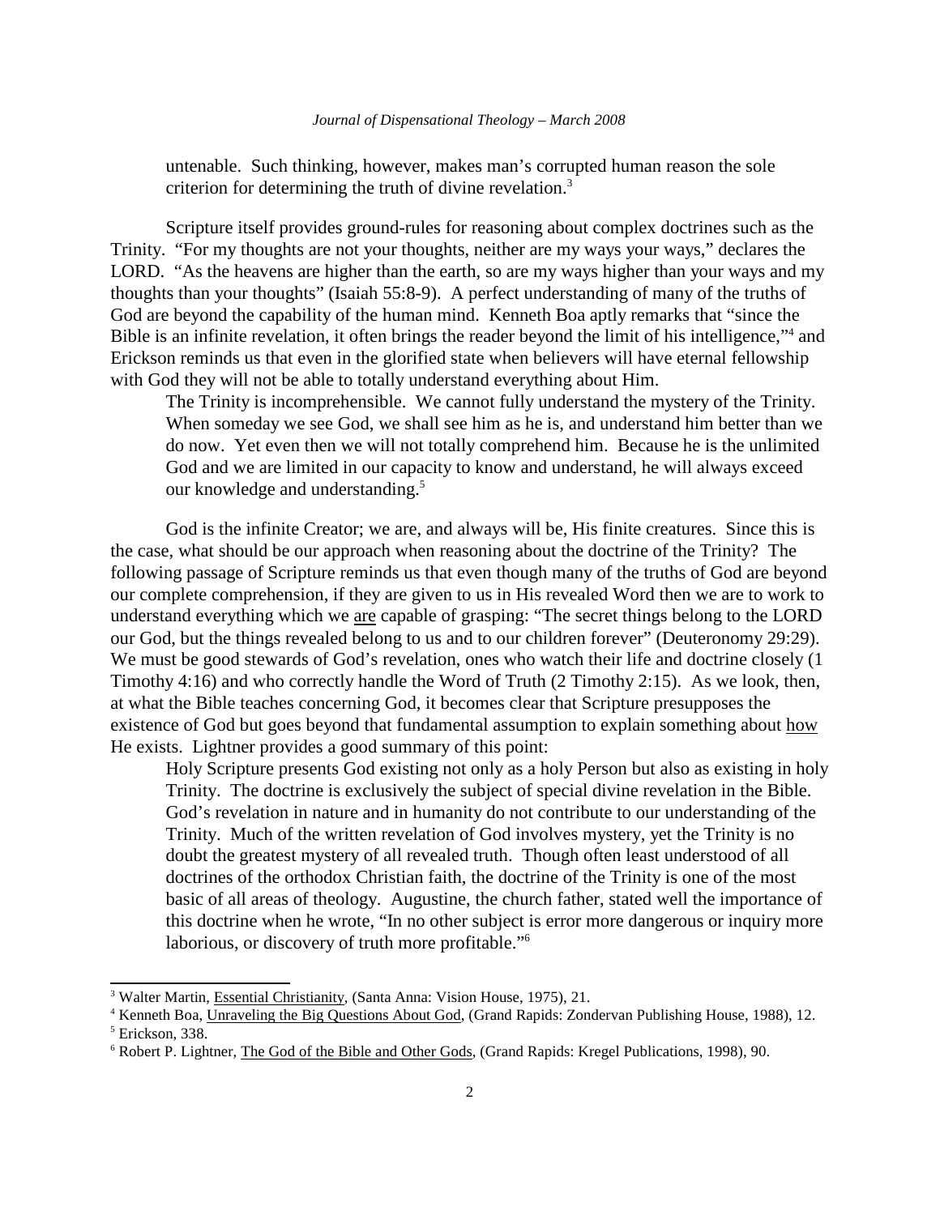untenable. Such thinking, however, makes man's corrupted human reason the sole criterion for determining the truth of divine revelation.[3]

Scripture itself provides ground-rules for reasoning about complex doctrines such as the Trinity. "For my thoughts are not your thoughts, neither are my ways your ways," declares the LORD. "As the heavens are higher than the earth, so are my ways higher than your ways and my thoughts than your thoughts" (Isaiah 55:8-9). A perfect understanding of many of the truths of God are beyond the capability of the human mind. Kenneth Boa aptly remarks that "since the Bible is an infinite revelation, it often brings the reader beyond the limit of his intelligence,"[4] and Erickson reminds us that even in the glorified state when believers will have eternal fellowship with God they will not be able to totally understand everything about Him.

> The Trinity is incomprehensible. We cannot fully understand the mystery of the Trinity. When someday we see God, we shall see him as he is, and understand him better than we do now. Yet even then we will not totally comprehend him. Because he is the unlimited God and we are limited in our capacity to know and understand, he will always exceed our knowledge and understanding.[5]

God is the infinite Creator; we are, and always will be, His finite creatures. Since this is the case, what should be our approach when reasoning about the doctrine of the Trinity? The following passage of Scripture reminds us that even though many of the truths of God are beyond our complete comprehension, if they are given to us in His revealed Word then we are to work to understand everything which we <u>are</u> capable of grasping: "The secret things belong to the LORD our God, but the things revealed belong to us and to our children forever" (Deuteronomy 29:29). We must be good stewards of God's revelation, ones who watch their life and doctrine closely (1 Timothy 4:16) and who correctly handle the Word of Truth (2 Timothy 2:15). As we look, then, at what the Bible teaches concerning God, it becomes clear that Scripture presupposes the existence of God but goes beyond that fundamental assumption to explain something about <u>how</u> He exists. Lightner provides a good summary of this point:

> Holy Scripture presents God existing not only as a holy Person but also as existing in holy Trinity. The doctrine is exclusively the subject of special divine revelation in the Bible. God's revelation in nature and in humanity do not contribute to our understanding of the Trinity. Much of the written revelation of God involves mystery, yet the Trinity is no doubt the greatest mystery of all revealed truth. Though often least understood of all doctrines of the orthodox Christian faith, the doctrine of the Trinity is one of the most basic of all areas of theology. Augustine, the church father, stated well the importance of this doctrine when he wrote, "In no other subject is error more dangerous or inquiry more laborious, or discovery of truth more profitable."[6]

---

[3] Walter Martin, <u>Essential Christianity</u>, (Santa Anna: Vision House, 1975), 21.

[4] Kenneth Boa, <u>Unraveling the Big Questions About God</u>, (Grand Rapids: Zondervan Publishing House, 1988), 12.

[5] Erickson, 338.

[6] Robert P. Lightner, <u>The God of the Bible and Other Gods</u>, (Grand Rapids: Kregel Publications, 1998), 90.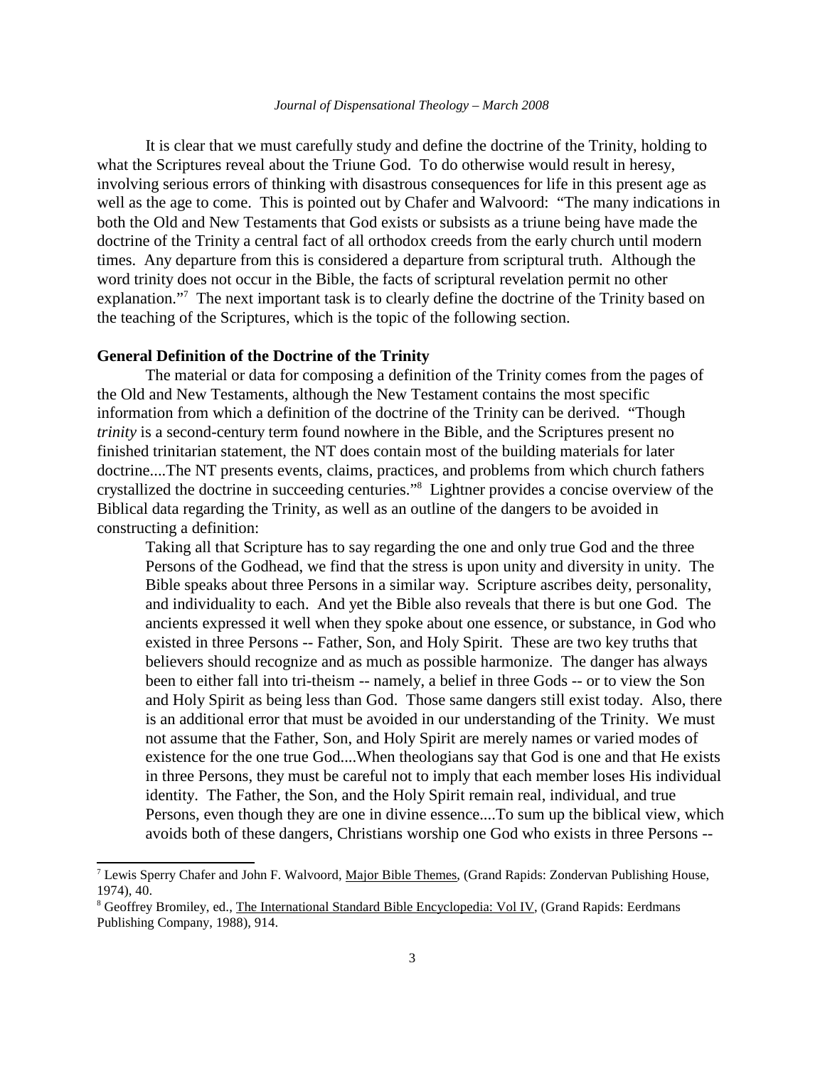It is clear that we must carefully study and define the doctrine of the Trinity, holding to what the Scriptures reveal about the Triune God. To do otherwise would result in heresy, involving serious errors of thinking with disastrous consequences for life in this present age as well as the age to come. This is pointed out by Chafer and Walvoord: "The many indications in both the Old and New Testaments that God exists or subsists as a triune being have made the doctrine of the Trinity a central fact of all orthodox creeds from the early church until modern times. Any departure from this is considered a departure from scriptural truth. Although the word trinity does not occur in the Bible, the facts of scriptural revelation permit no other explanation."[7] The next important task is to clearly define the doctrine of the Trinity based on the teaching of the Scriptures, which is the topic of the following section.

**General Definition of the Doctrine of the Trinity**

The material or data for composing a definition of the Trinity comes from the pages of the Old and New Testaments, although the New Testament contains the most specific information from which a definition of the doctrine of the Trinity can be derived. "Though *trinity* is a second-century term found nowhere in the Bible, and the Scriptures present no finished trinitarian statement, the NT does contain most of the building materials for later doctrine....The NT presents events, claims, practices, and problems from which church fathers crystallized the doctrine in succeeding centuries."[8] Lightner provides a concise overview of the Biblical data regarding the Trinity, as well as an outline of the dangers to be avoided in constructing a definition:

> Taking all that Scripture has to say regarding the one and only true God and the three Persons of the Godhead, we find that the stress is upon unity and diversity in unity. The Bible speaks about three Persons in a similar way. Scripture ascribes deity, personality, and individuality to each. And yet the Bible also reveals that there is but one God. The ancients expressed it well when they spoke about one essence, or substance, in God who existed in three Persons -- Father, Son, and Holy Spirit. These are two key truths that believers should recognize and as much as possible harmonize. The danger has always been to either fall into tri-theism -- namely, a belief in three Gods -- or to view the Son and Holy Spirit as being less than God. Those same dangers still exist today. Also, there is an additional error that must be avoided in our understanding of the Trinity. We must not assume that the Father, Son, and Holy Spirit are merely names or varied modes of existence for the one true God....When theologians say that God is one and that He exists in three Persons, they must be careful not to imply that each member loses His individual identity. The Father, the Son, and the Holy Spirit remain real, individual, and true Persons, even though they are one in divine essence....To sum up the biblical view, which avoids both of these dangers, Christians worship one God who exists in three Persons --

---

[7] Lewis Sperry Chafer and John F. Walvoord, Major Bible Themes, (Grand Rapids: Zondervan Publishing House, 1974), 40.

[8] Geoffrey Bromiley, ed., The International Standard Bible Encyclopedia: Vol IV, (Grand Rapids: Eerdmans Publishing Company, 1988), 914.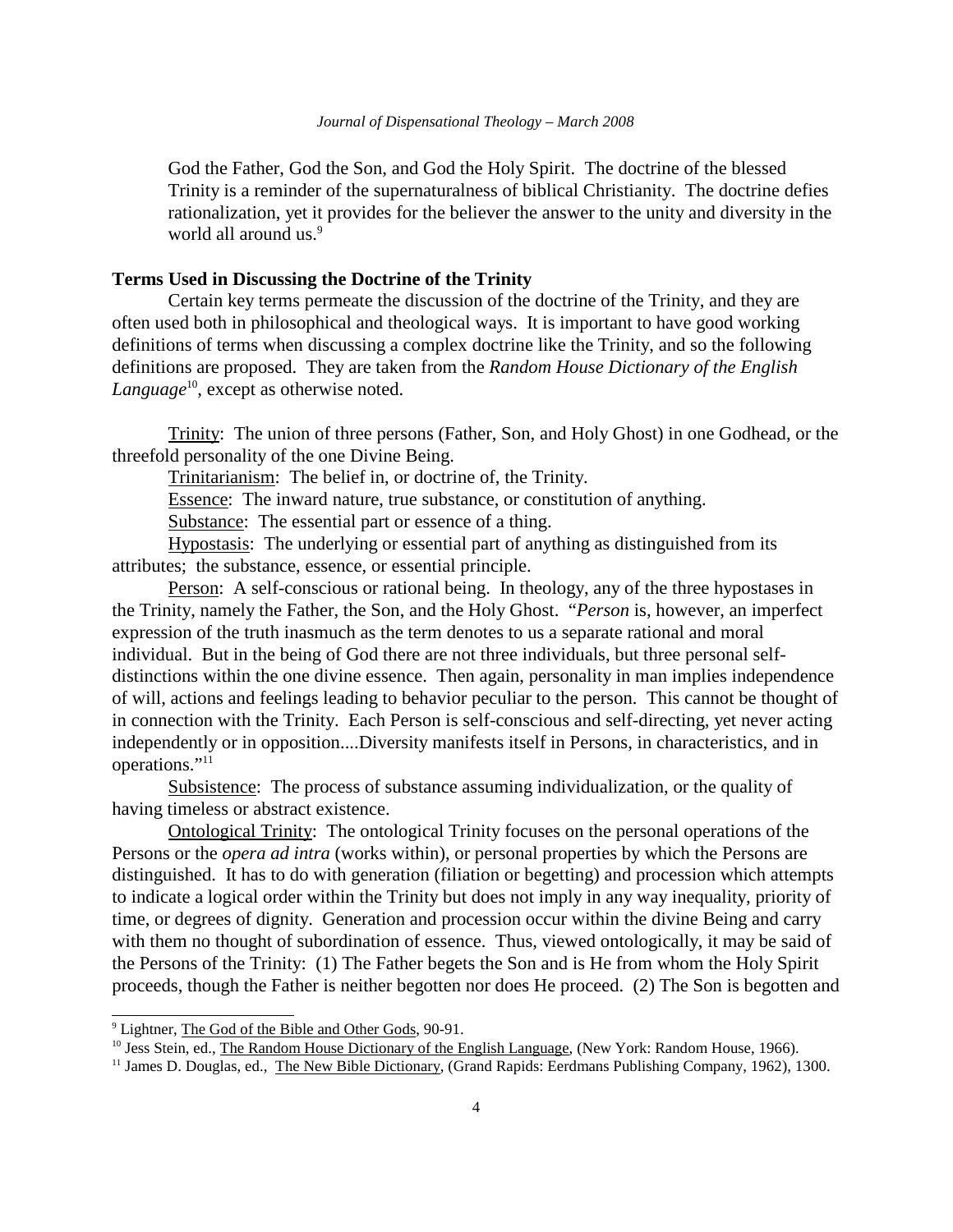God the Father, God the Son, and God the Holy Spirit. The doctrine of the blessed Trinity is a reminder of the supernaturalness of biblical Christianity. The doctrine defies rationalization, yet it provides for the believer the answer to the unity and diversity in the world all around us.[9]

**Terms Used in Discussing the Doctrine of the Trinity**

Certain key terms permeate the discussion of the doctrine of the Trinity, and they are often used both in philosophical and theological ways. It is important to have good working definitions of terms when discussing a complex doctrine like the Trinity, and so the following definitions are proposed. They are taken from the *Random House Dictionary of the English Language*[10], except as otherwise noted.

Trinity: The union of three persons (Father, Son, and Holy Ghost) in one Godhead, or the threefold personality of the one Divine Being.

Trinitarianism: The belief in, or doctrine of, the Trinity.

Essence: The inward nature, true substance, or constitution of anything.

Substance: The essential part or essence of a thing.

Hypostasis: The underlying or essential part of anything as distinguished from its attributes; the substance, essence, or essential principle.

Person: A self-conscious or rational being. In theology, any of the three hypostases in the Trinity, namely the Father, the Son, and the Holy Ghost. "*Person* is, however, an imperfect expression of the truth inasmuch as the term denotes to us a separate rational and moral individual. But in the being of God there are not three individuals, but three personal self-distinctions within the one divine essence. Then again, personality in man implies independence of will, actions and feelings leading to behavior peculiar to the person. This cannot be thought of in connection with the Trinity. Each Person is self-conscious and self-directing, yet never acting independently or in opposition....Diversity manifests itself in Persons, in characteristics, and in operations."[11]

Subsistence: The process of substance assuming individualization, or the quality of having timeless or abstract existence.

Ontological Trinity: The ontological Trinity focuses on the personal operations of the Persons or the *opera ad intra* (works within), or personal properties by which the Persons are distinguished. It has to do with generation (filiation or begetting) and procession which attempts to indicate a logical order within the Trinity but does not imply in any way inequality, priority of time, or degrees of dignity. Generation and procession occur within the divine Being and carry with them no thought of subordination of essence. Thus, viewed ontologically, it may be said of the Persons of the Trinity: (1) The Father begets the Son and is He from whom the Holy Spirit proceeds, though the Father is neither begotten nor does He proceed. (2) The Son is begotten and

[9] Lightner, The God of the Bible and Other Gods, 90-91.

[10] Jess Stein, ed., The Random House Dictionary of the English Language, (New York: Random House, 1966).

[11] James D. Douglas, ed., The New Bible Dictionary, (Grand Rapids: Eerdmans Publishing Company, 1962), 1300.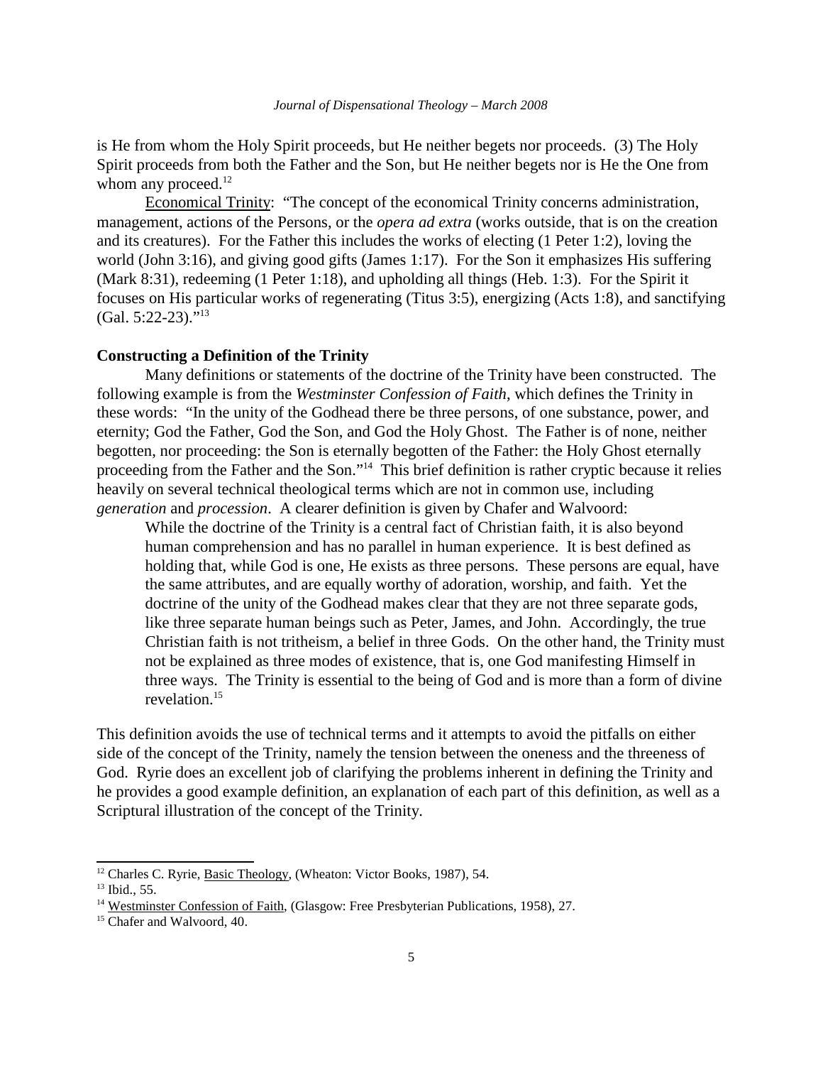is He from whom the Holy Spirit proceeds, but He neither begets nor proceeds. (3) The Holy Spirit proceeds from both the Father and the Son, but He neither begets nor is He the One from whom any proceed.[12]

Economical Trinity: "The concept of the economical Trinity concerns administration, management, actions of the Persons, or the *opera ad extra* (works outside, that is on the creation and its creatures). For the Father this includes the works of electing (1 Peter 1:2), loving the world (John 3:16), and giving good gifts (James 1:17). For the Son it emphasizes His suffering (Mark 8:31), redeeming (1 Peter 1:18), and upholding all things (Heb. 1:3). For the Spirit it focuses on His particular works of regenerating (Titus 3:5), energizing (Acts 1:8), and sanctifying (Gal. 5:22-23)."[13]

**Constructing a Definition of the Trinity**

Many definitions or statements of the doctrine of the Trinity have been constructed. The following example is from the *Westminster Confession of Faith*, which defines the Trinity in these words: "In the unity of the Godhead there be three persons, of one substance, power, and eternity; God the Father, God the Son, and God the Holy Ghost. The Father is of none, neither begotten, nor proceeding: the Son is eternally begotten of the Father: the Holy Ghost eternally proceeding from the Father and the Son."[14] This brief definition is rather cryptic because it relies heavily on several technical theological terms which are not in common use, including *generation* and *procession*. A clearer definition is given by Chafer and Walvoord:

> While the doctrine of the Trinity is a central fact of Christian faith, it is also beyond human comprehension and has no parallel in human experience. It is best defined as holding that, while God is one, He exists as three persons. These persons are equal, have the same attributes, and are equally worthy of adoration, worship, and faith. Yet the doctrine of the unity of the Godhead makes clear that they are not three separate gods, like three separate human beings such as Peter, James, and John. Accordingly, the true Christian faith is not tritheism, a belief in three Gods. On the other hand, the Trinity must not be explained as three modes of existence, that is, one God manifesting Himself in three ways. The Trinity is essential to the being of God and is more than a form of divine revelation.[15]

This definition avoids the use of technical terms and it attempts to avoid the pitfalls on either side of the concept of the Trinity, namely the tension between the oneness and the threeness of God. Ryrie does an excellent job of clarifying the problems inherent in defining the Trinity and he provides a good example definition, an explanation of each part of this definition, as well as a Scriptural illustration of the concept of the Trinity.

---

[12] Charles C. Ryrie, Basic Theology, (Wheaton: Victor Books, 1987), 54.

[13] Ibid., 55.

[14] Westminster Confession of Faith, (Glasgow: Free Presbyterian Publications, 1958), 27.

[15] Chafer and Walvoord, 40.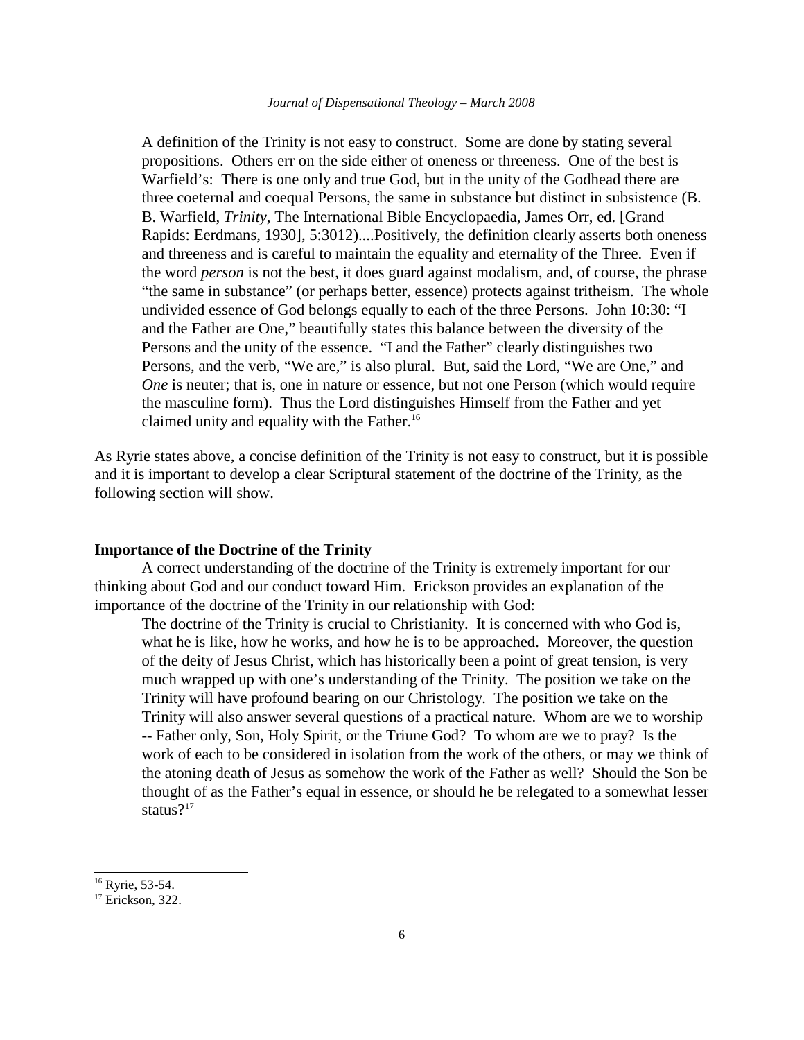> A definition of the Trinity is not easy to construct. Some are done by stating several propositions. Others err on the side either of oneness or threeness. One of the best is Warfield's: There is one only and true God, but in the unity of the Godhead there are three coeternal and coequal Persons, the same in substance but distinct in subsistence (B. B. Warfield, *Trinity*, The International Bible Encyclopaedia, James Orr, ed. [Grand Rapids: Eerdmans, 1930], 5:3012)....Positively, the definition clearly asserts both oneness and threeness and is careful to maintain the equality and eternality of the Three. Even if the word *person* is not the best, it does guard against modalism, and, of course, the phrase "the same in substance" (or perhaps better, essence) protects against tritheism. The whole undivided essence of God belongs equally to each of the three Persons. John 10:30: "I and the Father are One," beautifully states this balance between the diversity of the Persons and the unity of the essence. "I and the Father" clearly distinguishes two Persons, and the verb, "We are," is also plural. But, said the Lord, "We are One," and *One* is neuter; that is, one in nature or essence, but not one Person (which would require the masculine form). Thus the Lord distinguishes Himself from the Father and yet claimed unity and equality with the Father.[16]

As Ryrie states above, a concise definition of the Trinity is not easy to construct, but it is possible and it is important to develop a clear Scriptural statement of the doctrine of the Trinity, as the following section will show.

**Importance of the Doctrine of the Trinity**

A correct understanding of the doctrine of the Trinity is extremely important for our thinking about God and our conduct toward Him. Erickson provides an explanation of the importance of the doctrine of the Trinity in our relationship with God:

> The doctrine of the Trinity is crucial to Christianity. It is concerned with who God is, what he is like, how he works, and how he is to be approached. Moreover, the question of the deity of Jesus Christ, which has historically been a point of great tension, is very much wrapped up with one's understanding of the Trinity. The position we take on the Trinity will have profound bearing on our Christology. The position we take on the Trinity will also answer several questions of a practical nature. Whom are we to worship -- Father only, Son, Holy Spirit, or the Triune God? To whom are we to pray? Is the work of each to be considered in isolation from the work of the others, or may we think of the atoning death of Jesus as somehow the work of the Father as well? Should the Son be thought of as the Father's equal in essence, or should he be relegated to a somewhat lesser status?[17]

---

[16] Ryrie, 53-54.

[17] Erickson, 322.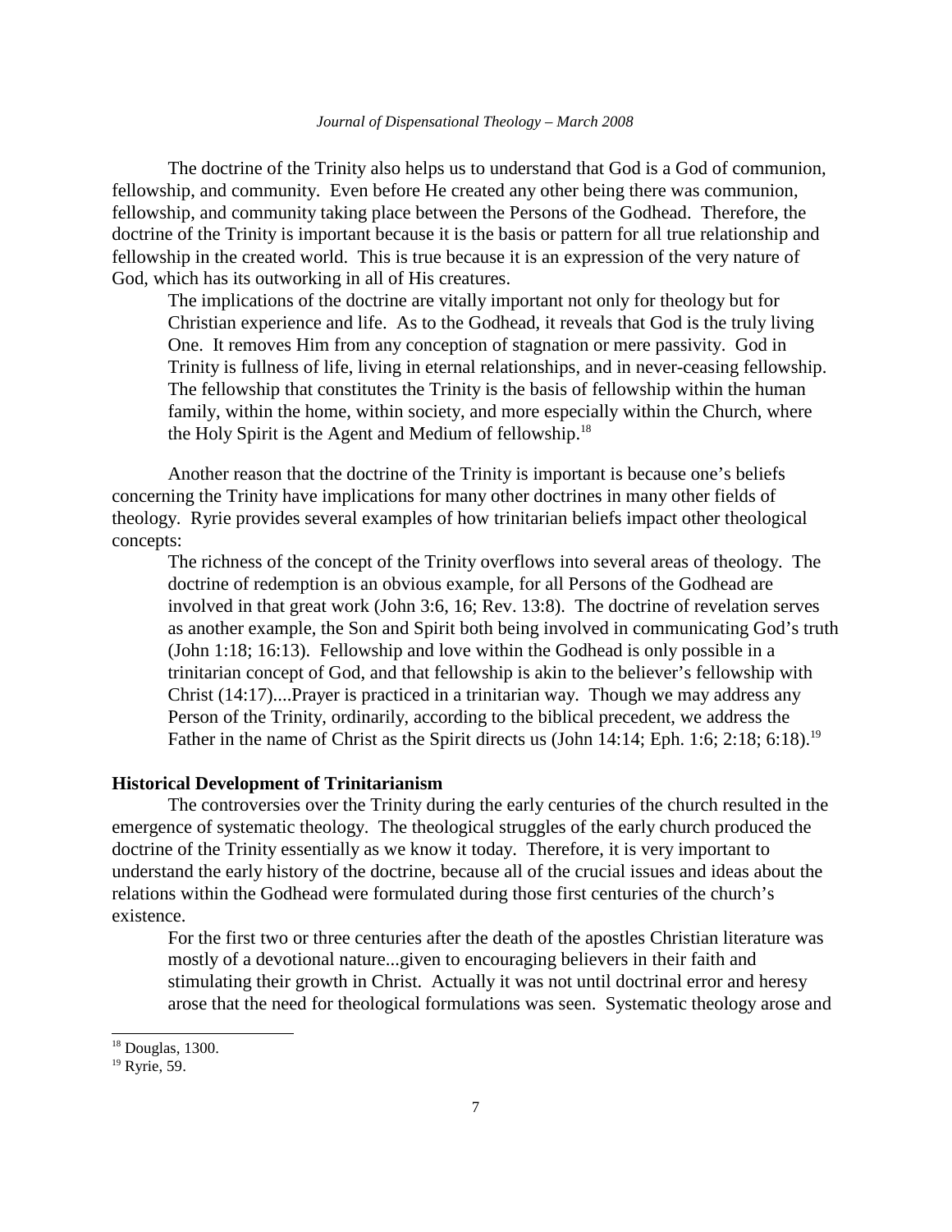The doctrine of the Trinity also helps us to understand that God is a God of communion, fellowship, and community. Even before He created any other being there was communion, fellowship, and community taking place between the Persons of the Godhead. Therefore, the doctrine of the Trinity is important because it is the basis or pattern for all true relationship and fellowship in the created world. This is true because it is an expression of the very nature of God, which has its outworking in all of His creatures.

> The implications of the doctrine are vitally important not only for theology but for Christian experience and life. As to the Godhead, it reveals that God is the truly living One. It removes Him from any conception of stagnation or mere passivity. God in Trinity is fullness of life, living in eternal relationships, and in never-ceasing fellowship. The fellowship that constitutes the Trinity is the basis of fellowship within the human family, within the home, within society, and more especially within the Church, where the Holy Spirit is the Agent and Medium of fellowship.[18]

Another reason that the doctrine of the Trinity is important is because one's beliefs concerning the Trinity have implications for many other doctrines in many other fields of theology. Ryrie provides several examples of how trinitarian beliefs impact other theological concepts:

> The richness of the concept of the Trinity overflows into several areas of theology. The doctrine of redemption is an obvious example, for all Persons of the Godhead are involved in that great work (John 3:6, 16; Rev. 13:8). The doctrine of revelation serves as another example, the Son and Spirit both being involved in communicating God's truth (John 1:18; 16:13). Fellowship and love within the Godhead is only possible in a trinitarian concept of God, and that fellowship is akin to the believer's fellowship with Christ (14:17)....Prayer is practiced in a trinitarian way. Though we may address any Person of the Trinity, ordinarily, according to the biblical precedent, we address the Father in the name of Christ as the Spirit directs us (John 14:14; Eph. 1:6; 2:18; 6:18).[19]

**Historical Development of Trinitarianism**

The controversies over the Trinity during the early centuries of the church resulted in the emergence of systematic theology. The theological struggles of the early church produced the doctrine of the Trinity essentially as we know it today. Therefore, it is very important to understand the early history of the doctrine, because all of the crucial issues and ideas about the relations within the Godhead were formulated during those first centuries of the church's existence.

> For the first two or three centuries after the death of the apostles Christian literature was mostly of a devotional nature...given to encouraging believers in their faith and stimulating their growth in Christ. Actually it was not until doctrinal error and heresy arose that the need for theological formulations was seen. Systematic theology arose and

---

[18] Douglas, 1300.

[19] Ryrie, 59.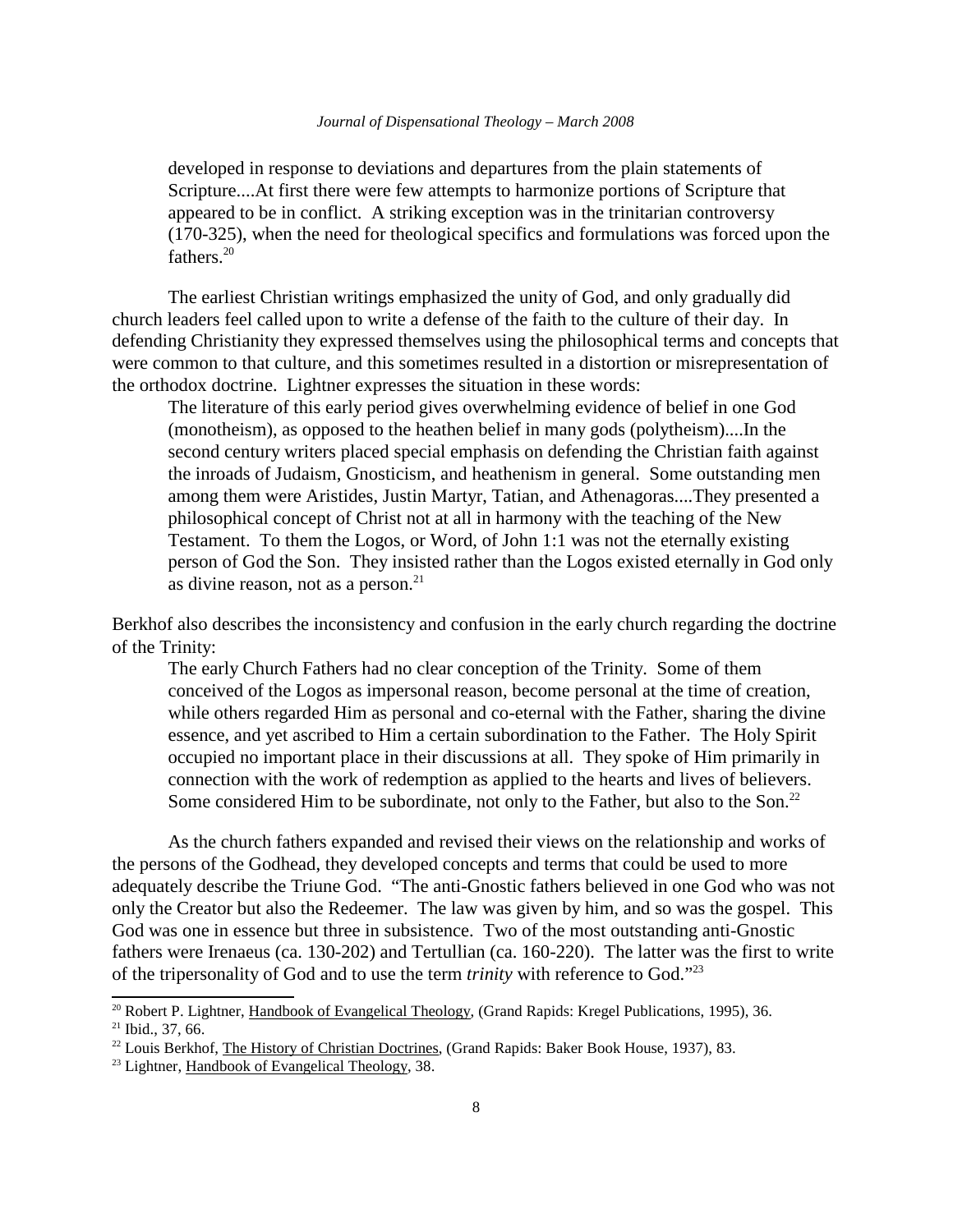> developed in response to deviations and departures from the plain statements of Scripture....At first there were few attempts to harmonize portions of Scripture that appeared to be in conflict. A striking exception was in the trinitarian controversy (170-325), when the need for theological specifics and formulations was forced upon the fathers.[20]

The earliest Christian writings emphasized the unity of God, and only gradually did church leaders feel called upon to write a defense of the faith to the culture of their day. In defending Christianity they expressed themselves using the philosophical terms and concepts that were common to that culture, and this sometimes resulted in a distortion or misrepresentation of the orthodox doctrine. Lightner expresses the situation in these words:

> The literature of this early period gives overwhelming evidence of belief in one God (monotheism), as opposed to the heathen belief in many gods (polytheism)....In the second century writers placed special emphasis on defending the Christian faith against the inroads of Judaism, Gnosticism, and heathenism in general. Some outstanding men among them were Aristides, Justin Martyr, Tatian, and Athenagoras....They presented a philosophical concept of Christ not at all in harmony with the teaching of the New Testament. To them the Logos, or Word, of John 1:1 was not the eternally existing person of God the Son. They insisted rather than the Logos existed eternally in God only as divine reason, not as a person.[21]

Berkhof also describes the inconsistency and confusion in the early church regarding the doctrine of the Trinity:

> The early Church Fathers had no clear conception of the Trinity. Some of them conceived of the Logos as impersonal reason, become personal at the time of creation, while others regarded Him as personal and co-eternal with the Father, sharing the divine essence, and yet ascribed to Him a certain subordination to the Father. The Holy Spirit occupied no important place in their discussions at all. They spoke of Him primarily in connection with the work of redemption as applied to the hearts and lives of believers. Some considered Him to be subordinate, not only to the Father, but also to the Son.[22]

As the church fathers expanded and revised their views on the relationship and works of the persons of the Godhead, they developed concepts and terms that could be used to more adequately describe the Triune God. "The anti-Gnostic fathers believed in one God who was not only the Creator but also the Redeemer. The law was given by him, and so was the gospel. This God was one in essence but three in subsistence. Two of the most outstanding anti-Gnostic fathers were Irenaeus (ca. 130-202) and Tertullian (ca. 160-220). The latter was the first to write of the tripersonality of God and to use the term *trinity* with reference to God."[23]

---

[20] Robert P. Lightner, Handbook of Evangelical Theology, (Grand Rapids: Kregel Publications, 1995), 36.

[21] Ibid., 37, 66.

[22] Louis Berkhof, The History of Christian Doctrines, (Grand Rapids: Baker Book House, 1937), 83.

[23] Lightner, Handbook of Evangelical Theology, 38.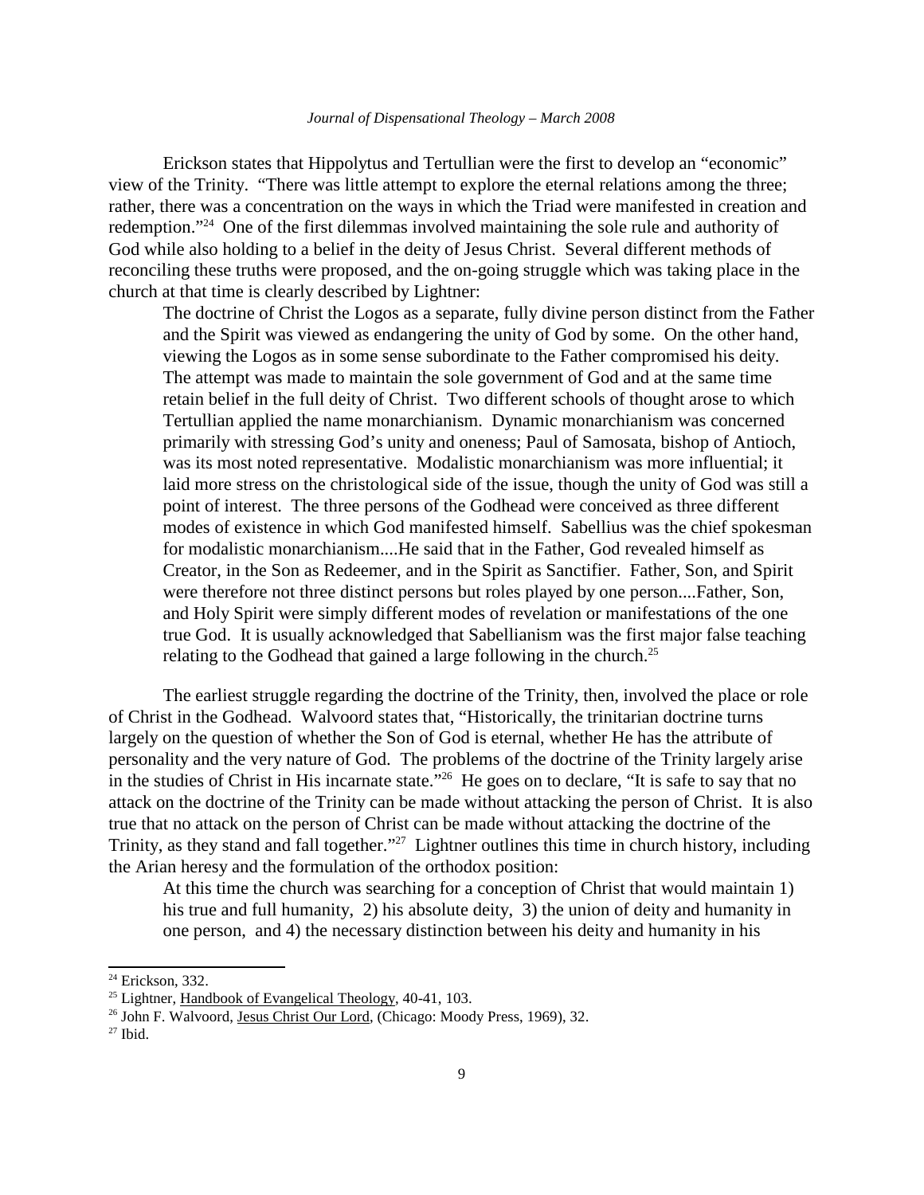Erickson states that Hippolytus and Tertullian were the first to develop an "economic" view of the Trinity. "There was little attempt to explore the eternal relations among the three; rather, there was a concentration on the ways in which the Triad were manifested in creation and redemption."[24] One of the first dilemmas involved maintaining the sole rule and authority of God while also holding to a belief in the deity of Jesus Christ. Several different methods of reconciling these truths were proposed, and the on-going struggle which was taking place in the church at that time is clearly described by Lightner:

> The doctrine of Christ the Logos as a separate, fully divine person distinct from the Father and the Spirit was viewed as endangering the unity of God by some. On the other hand, viewing the Logos as in some sense subordinate to the Father compromised his deity. The attempt was made to maintain the sole government of God and at the same time retain belief in the full deity of Christ. Two different schools of thought arose to which Tertullian applied the name monarchianism. Dynamic monarchianism was concerned primarily with stressing God's unity and oneness; Paul of Samosata, bishop of Antioch, was its most noted representative. Modalistic monarchianism was more influential; it laid more stress on the christological side of the issue, though the unity of God was still a point of interest. The three persons of the Godhead were conceived as three different modes of existence in which God manifested himself. Sabellius was the chief spokesman for modalistic monarchianism....He said that in the Father, God revealed himself as Creator, in the Son as Redeemer, and in the Spirit as Sanctifier. Father, Son, and Spirit were therefore not three distinct persons but roles played by one person....Father, Son, and Holy Spirit were simply different modes of revelation or manifestations of the one true God. It is usually acknowledged that Sabellianism was the first major false teaching relating to the Godhead that gained a large following in the church.[25]

The earliest struggle regarding the doctrine of the Trinity, then, involved the place or role of Christ in the Godhead. Walvoord states that, "Historically, the trinitarian doctrine turns largely on the question of whether the Son of God is eternal, whether He has the attribute of personality and the very nature of God. The problems of the doctrine of the Trinity largely arise in the studies of Christ in His incarnate state."[26] He goes on to declare, "It is safe to say that no attack on the doctrine of the Trinity can be made without attacking the person of Christ. It is also true that no attack on the person of Christ can be made without attacking the doctrine of the Trinity, as they stand and fall together."[27] Lightner outlines this time in church history, including the Arian heresy and the formulation of the orthodox position:

> At this time the church was searching for a conception of Christ that would maintain 1) his true and full humanity, 2) his absolute deity, 3) the union of deity and humanity in one person, and 4) the necessary distinction between his deity and humanity in his

---

[24] Erickson, 332.

[25] Lightner, Handbook of Evangelical Theology, 40-41, 103.

[26] John F. Walvoord, Jesus Christ Our Lord, (Chicago: Moody Press, 1969), 32.

[27] Ibid.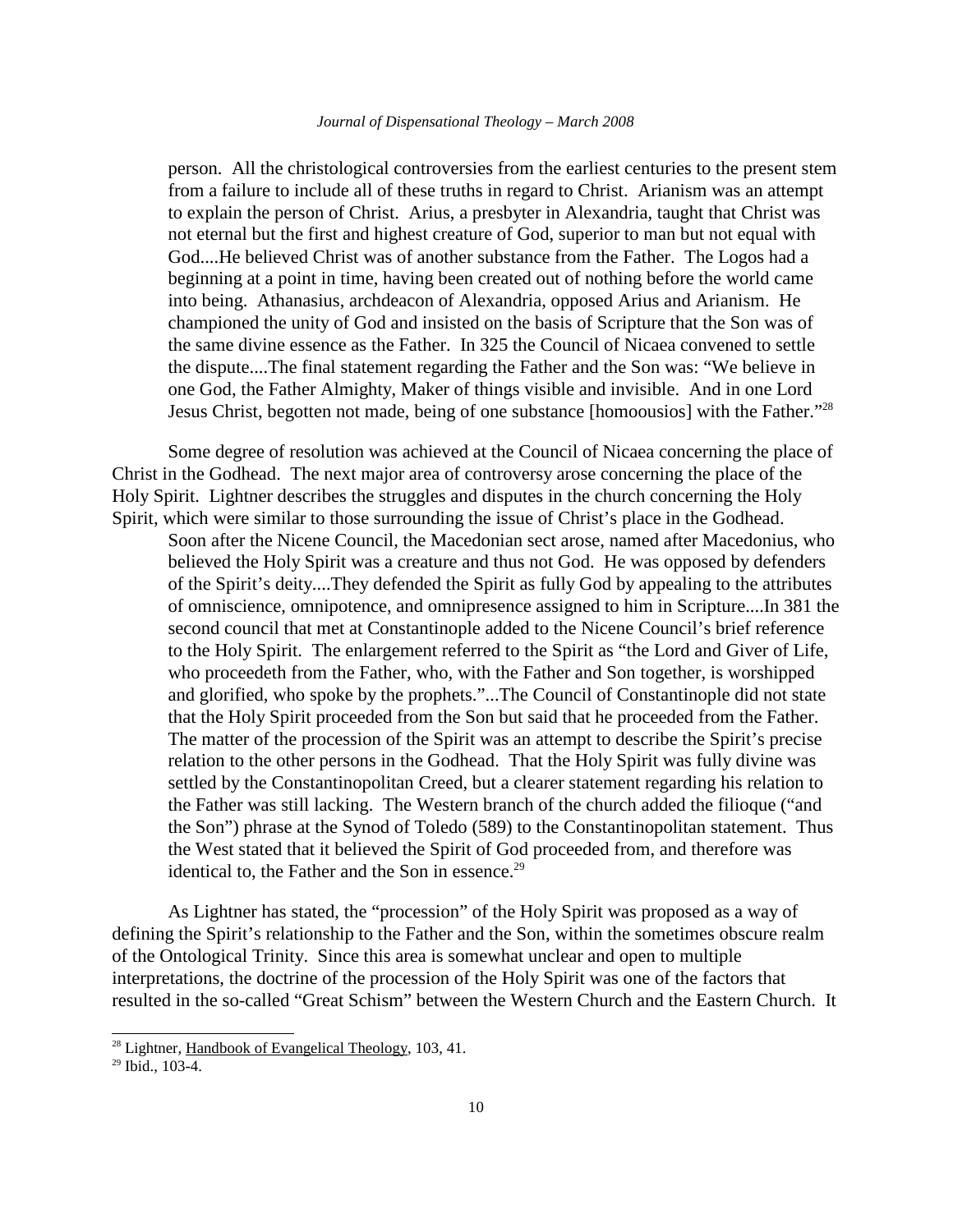> person. All the christological controversies from the earliest centuries to the present stem from a failure to include all of these truths in regard to Christ. Arianism was an attempt to explain the person of Christ. Arius, a presbyter in Alexandria, taught that Christ was not eternal but the first and highest creature of God, superior to man but not equal with God....He believed Christ was of another substance from the Father. The Logos had a beginning at a point in time, having been created out of nothing before the world came into being. Athanasius, archdeacon of Alexandria, opposed Arius and Arianism. He championed the unity of God and insisted on the basis of Scripture that the Son was of the same divine essence as the Father. In 325 the Council of Nicaea convened to settle the dispute....The final statement regarding the Father and the Son was: "We believe in one God, the Father Almighty, Maker of things visible and invisible. And in one Lord Jesus Christ, begotten not made, being of one substance [homoousios] with the Father."[28]

Some degree of resolution was achieved at the Council of Nicaea concerning the place of Christ in the Godhead. The next major area of controversy arose concerning the place of the Holy Spirit. Lightner describes the struggles and disputes in the church concerning the Holy Spirit, which were similar to those surrounding the issue of Christ's place in the Godhead.

> Soon after the Nicene Council, the Macedonian sect arose, named after Macedonius, who believed the Holy Spirit was a creature and thus not God. He was opposed by defenders of the Spirit's deity....They defended the Spirit as fully God by appealing to the attributes of omniscience, omnipotence, and omnipresence assigned to him in Scripture....In 381 the second council that met at Constantinople added to the Nicene Council's brief reference to the Holy Spirit. The enlargement referred to the Spirit as "the Lord and Giver of Life, who proceedeth from the Father, who, with the Father and Son together, is worshipped and glorified, who spoke by the prophets."...The Council of Constantinople did not state that the Holy Spirit proceeded from the Son but said that he proceeded from the Father. The matter of the procession of the Spirit was an attempt to describe the Spirit's precise relation to the other persons in the Godhead. That the Holy Spirit was fully divine was settled by the Constantinopolitan Creed, but a clearer statement regarding his relation to the Father was still lacking. The Western branch of the church added the filioque ("and the Son") phrase at the Synod of Toledo (589) to the Constantinopolitan statement. Thus the West stated that it believed the Spirit of God proceeded from, and therefore was identical to, the Father and the Son in essence.[29]

As Lightner has stated, the "procession" of the Holy Spirit was proposed as a way of defining the Spirit's relationship to the Father and the Son, within the sometimes obscure realm of the Ontological Trinity. Since this area is somewhat unclear and open to multiple interpretations, the doctrine of the procession of the Holy Spirit was one of the factors that resulted in the so-called "Great Schism" between the Western Church and the Eastern Church. It

---

[28] Lightner, Handbook of Evangelical Theology, 103, 41.

[29] Ibid., 103-4.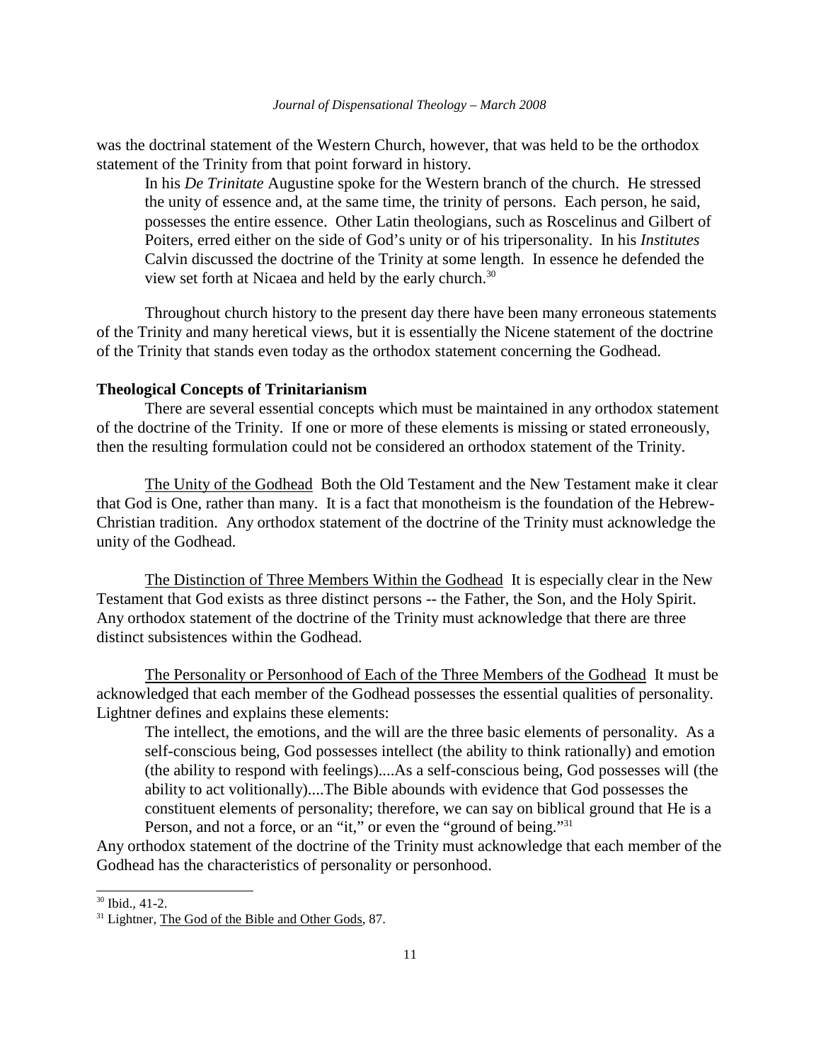was the doctrinal statement of the Western Church, however, that was held to be the orthodox statement of the Trinity from that point forward in history.

> In his *De Trinitate* Augustine spoke for the Western branch of the church. He stressed the unity of essence and, at the same time, the trinity of persons. Each person, he said, possesses the entire essence. Other Latin theologians, such as Roscelinus and Gilbert of Poiters, erred either on the side of God's unity or of his tripersonality. In his *Institutes* Calvin discussed the doctrine of the Trinity at some length. In essence he defended the view set forth at Nicaea and held by the early church.[30]

Throughout church history to the present day there have been many erroneous statements of the Trinity and many heretical views, but it is essentially the Nicene statement of the doctrine of the Trinity that stands even today as the orthodox statement concerning the Godhead.

**Theological Concepts of Trinitarianism**

There are several essential concepts which must be maintained in any orthodox statement of the doctrine of the Trinity. If one or more of these elements is missing or stated erroneously, then the resulting formulation could not be considered an orthodox statement of the Trinity.

<u>The Unity of the Godhead</u> Both the Old Testament and the New Testament make it clear that God is One, rather than many. It is a fact that monotheism is the foundation of the Hebrew-Christian tradition. Any orthodox statement of the doctrine of the Trinity must acknowledge the unity of the Godhead.

<u>The Distinction of Three Members Within the Godhead</u> It is especially clear in the New Testament that God exists as three distinct persons -- the Father, the Son, and the Holy Spirit. Any orthodox statement of the doctrine of the Trinity must acknowledge that there are three distinct subsistences within the Godhead.

<u>The Personality or Personhood of Each of the Three Members of the Godhead</u> It must be acknowledged that each member of the Godhead possesses the essential qualities of personality. Lightner defines and explains these elements:

> The intellect, the emotions, and the will are the three basic elements of personality. As a self-conscious being, God possesses intellect (the ability to think rationally) and emotion (the ability to respond with feelings)....As a self-conscious being, God possesses will (the ability to act volitionally)....The Bible abounds with evidence that God possesses the constituent elements of personality; therefore, we can say on biblical ground that He is a Person, and not a force, or an "it," or even the "ground of being."[31]

Any orthodox statement of the doctrine of the Trinity must acknowledge that each member of the Godhead has the characteristics of personality or personhood.

---

[30] Ibid., 41-2.

[31] Lightner, <u>The God of the Bible and Other Gods</u>, 87.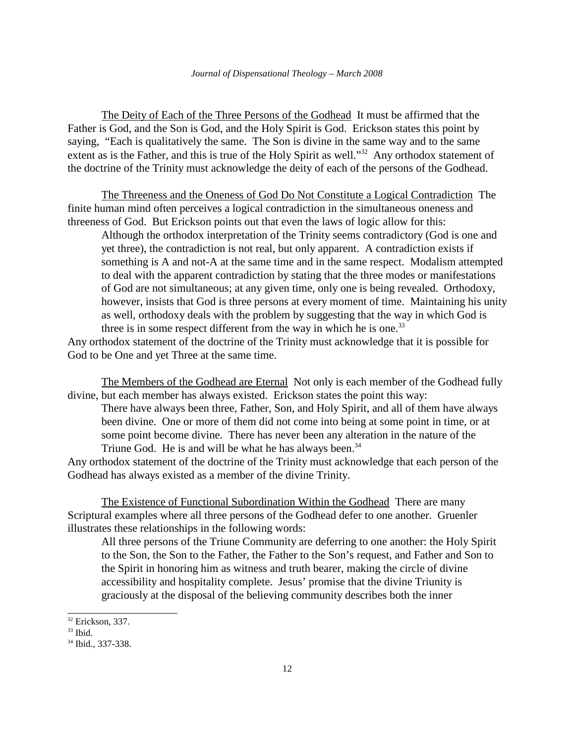<u>The Deity of Each of the Three Persons of the Godhead</u> It must be affirmed that the Father is God, and the Son is God, and the Holy Spirit is God. Erickson states this point by saying, "Each is qualitatively the same. The Son is divine in the same way and to the same extent as is the Father, and this is true of the Holy Spirit as well."[32] Any orthodox statement of the doctrine of the Trinity must acknowledge the deity of each of the persons of the Godhead.

<u>The Threeness and the Oneness of God Do Not Constitute a Logical Contradiction</u> The finite human mind often perceives a logical contradiction in the simultaneous oneness and threeness of God. But Erickson points out that even the laws of logic allow for this:

> Although the orthodox interpretation of the Trinity seems contradictory (God is one and yet three), the contradiction is not real, but only apparent. A contradiction exists if something is A and not-A at the same time and in the same respect. Modalism attempted to deal with the apparent contradiction by stating that the three modes or manifestations of God are not simultaneous; at any given time, only one is being revealed. Orthodoxy, however, insists that God is three persons at every moment of time. Maintaining his unity as well, orthodoxy deals with the problem by suggesting that the way in which God is three is in some respect different from the way in which he is one.[33]

Any orthodox statement of the doctrine of the Trinity must acknowledge that it is possible for God to be One and yet Three at the same time.

<u>The Members of the Godhead are Eternal</u> Not only is each member of the Godhead fully divine, but each member has always existed. Erickson states the point this way:

> There have always been three, Father, Son, and Holy Spirit, and all of them have always been divine. One or more of them did not come into being at some point in time, or at some point become divine. There has never been any alteration in the nature of the Triune God. He is and will be what he has always been.[34]

Any orthodox statement of the doctrine of the Trinity must acknowledge that each person of the Godhead has always existed as a member of the divine Trinity.

<u>The Existence of Functional Subordination Within the Godhead</u> There are many Scriptural examples where all three persons of the Godhead defer to one another. Gruenler illustrates these relationships in the following words:

> All three persons of the Triune Community are deferring to one another: the Holy Spirit to the Son, the Son to the Father, the Father to the Son's request, and Father and Son to the Spirit in honoring him as witness and truth bearer, making the circle of divine accessibility and hospitality complete. Jesus' promise that the divine Triunity is graciously at the disposal of the believing community describes both the inner

---

[32] Erickson, 337.

[33] Ibid.

[34] Ibid., 337-338.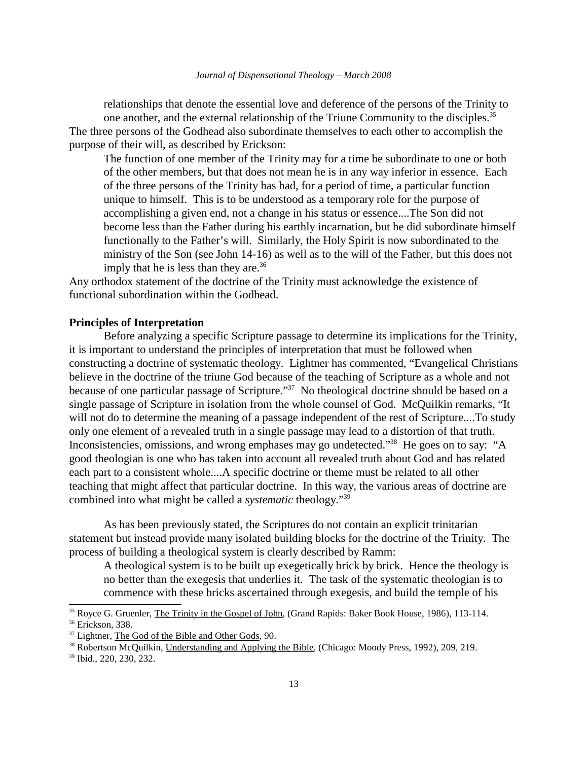relationships that denote the essential love and deference of the persons of the Trinity to one another, and the external relationship of the Triune Community to the disciples.[35]

The three persons of the Godhead also subordinate themselves to each other to accomplish the purpose of their will, as described by Erickson:

> The function of one member of the Trinity may for a time be subordinate to one or both of the other members, but that does not mean he is in any way inferior in essence. Each of the three persons of the Trinity has had, for a period of time, a particular function unique to himself. This is to be understood as a temporary role for the purpose of accomplishing a given end, not a change in his status or essence....The Son did not become less than the Father during his earthly incarnation, but he did subordinate himself functionally to the Father's will. Similarly, the Holy Spirit is now subordinated to the ministry of the Son (see John 14-16) as well as to the will of the Father, but this does not imply that he is less than they are.[36]

Any orthodox statement of the doctrine of the Trinity must acknowledge the existence of functional subordination within the Godhead.

**Principles of Interpretation**

Before analyzing a specific Scripture passage to determine its implications for the Trinity, it is important to understand the principles of interpretation that must be followed when constructing a doctrine of systematic theology. Lightner has commented, "Evangelical Christians believe in the doctrine of the triune God because of the teaching of Scripture as a whole and not because of one particular passage of Scripture."[37] No theological doctrine should be based on a single passage of Scripture in isolation from the whole counsel of God. McQuilkin remarks, "It will not do to determine the meaning of a passage independent of the rest of Scripture....To study only one element of a revealed truth in a single passage may lead to a distortion of that truth. Inconsistencies, omissions, and wrong emphases may go undetected."[38] He goes on to say: "A good theologian is one who has taken into account all revealed truth about God and has related each part to a consistent whole....A specific doctrine or theme must be related to all other teaching that might affect that particular doctrine. In this way, the various areas of doctrine are combined into what might be called a *systematic* theology."[39]

As has been previously stated, the Scriptures do not contain an explicit trinitarian statement but instead provide many isolated building blocks for the doctrine of the Trinity. The process of building a theological system is clearly described by Ramm:

> A theological system is to be built up exegetically brick by brick. Hence the theology is no better than the exegesis that underlies it. The task of the systematic theologian is to commence with these bricks ascertained through exegesis, and build the temple of his

---

[35] Royce G. Gruenler, The Trinity in the Gospel of John, (Grand Rapids: Baker Book House, 1986), 113-114.

[36] Erickson, 338.

[37] Lightner, The God of the Bible and Other Gods, 90.

[38] Robertson McQuilkin, Understanding and Applying the Bible, (Chicago: Moody Press, 1992), 209, 219.

[39] Ibid., 220, 230, 232.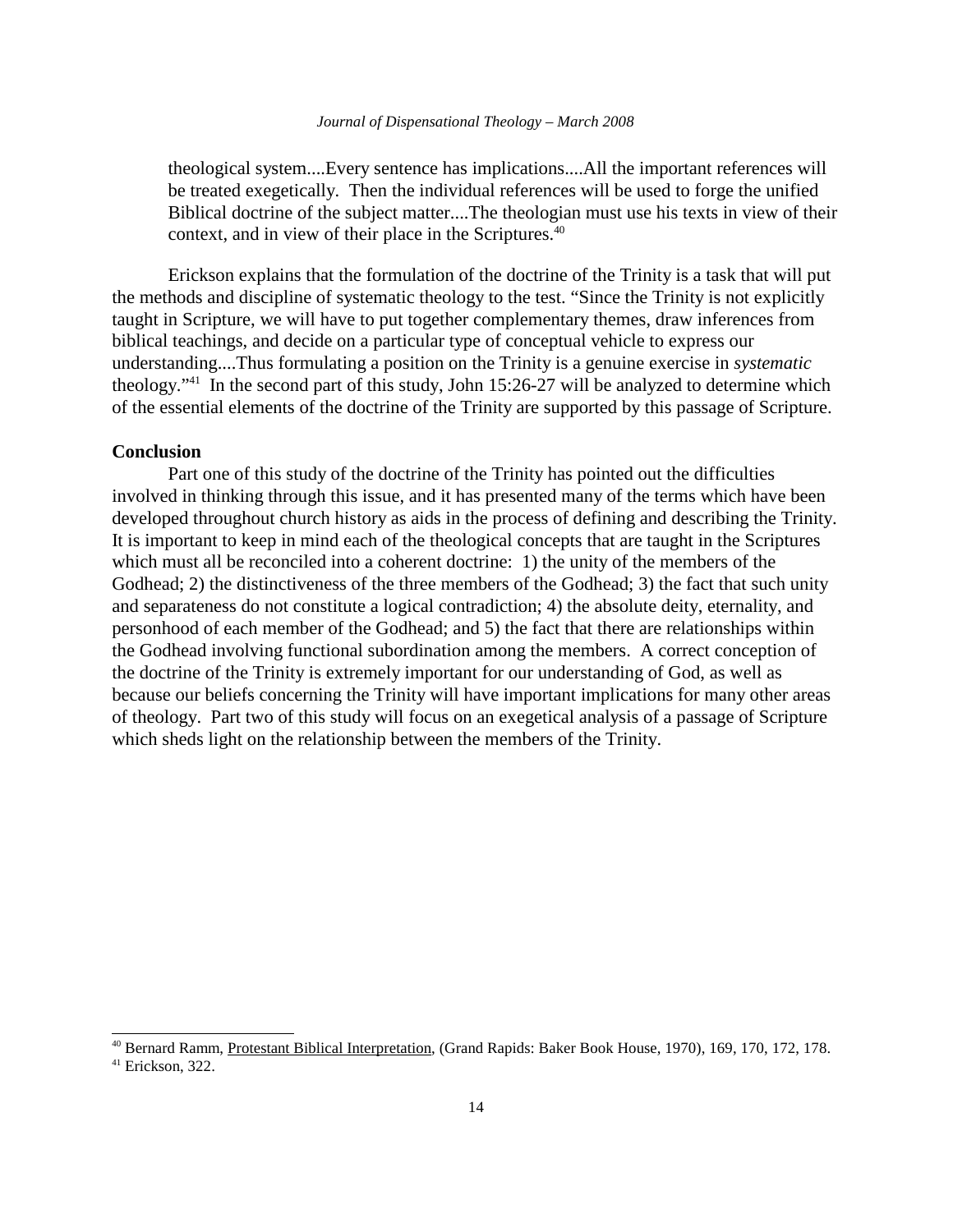> theological system....Every sentence has implications....All the important references will be treated exegetically. Then the individual references will be used to forge the unified Biblical doctrine of the subject matter....The theologian must use his texts in view of their context, and in view of their place in the Scriptures.[40]

Erickson explains that the formulation of the doctrine of the Trinity is a task that will put the methods and discipline of systematic theology to the test. "Since the Trinity is not explicitly taught in Scripture, we will have to put together complementary themes, draw inferences from biblical teachings, and decide on a particular type of conceptual vehicle to express our understanding....Thus formulating a position on the Trinity is a genuine exercise in *systematic* theology."[41] In the second part of this study, John 15:26-27 will be analyzed to determine which of the essential elements of the doctrine of the Trinity are supported by this passage of Scripture.

**Conclusion**

Part one of this study of the doctrine of the Trinity has pointed out the difficulties involved in thinking through this issue, and it has presented many of the terms which have been developed throughout church history as aids in the process of defining and describing the Trinity. It is important to keep in mind each of the theological concepts that are taught in the Scriptures which must all be reconciled into a coherent doctrine: 1) the unity of the members of the Godhead; 2) the distinctiveness of the three members of the Godhead; 3) the fact that such unity and separateness do not constitute a logical contradiction; 4) the absolute deity, eternality, and personhood of each member of the Godhead; and 5) the fact that there are relationships within the Godhead involving functional subordination among the members. A correct conception of the doctrine of the Trinity is extremely important for our understanding of God, as well as because our beliefs concerning the Trinity will have important implications for many other areas of theology. Part two of this study will focus on an exegetical analysis of a passage of Scripture which sheds light on the relationship between the members of the Trinity.

---

[40] Bernard Ramm, Protestant Biblical Interpretation, (Grand Rapids: Baker Book House, 1970), 169, 170, 172, 178.

[41] Erickson, 322.